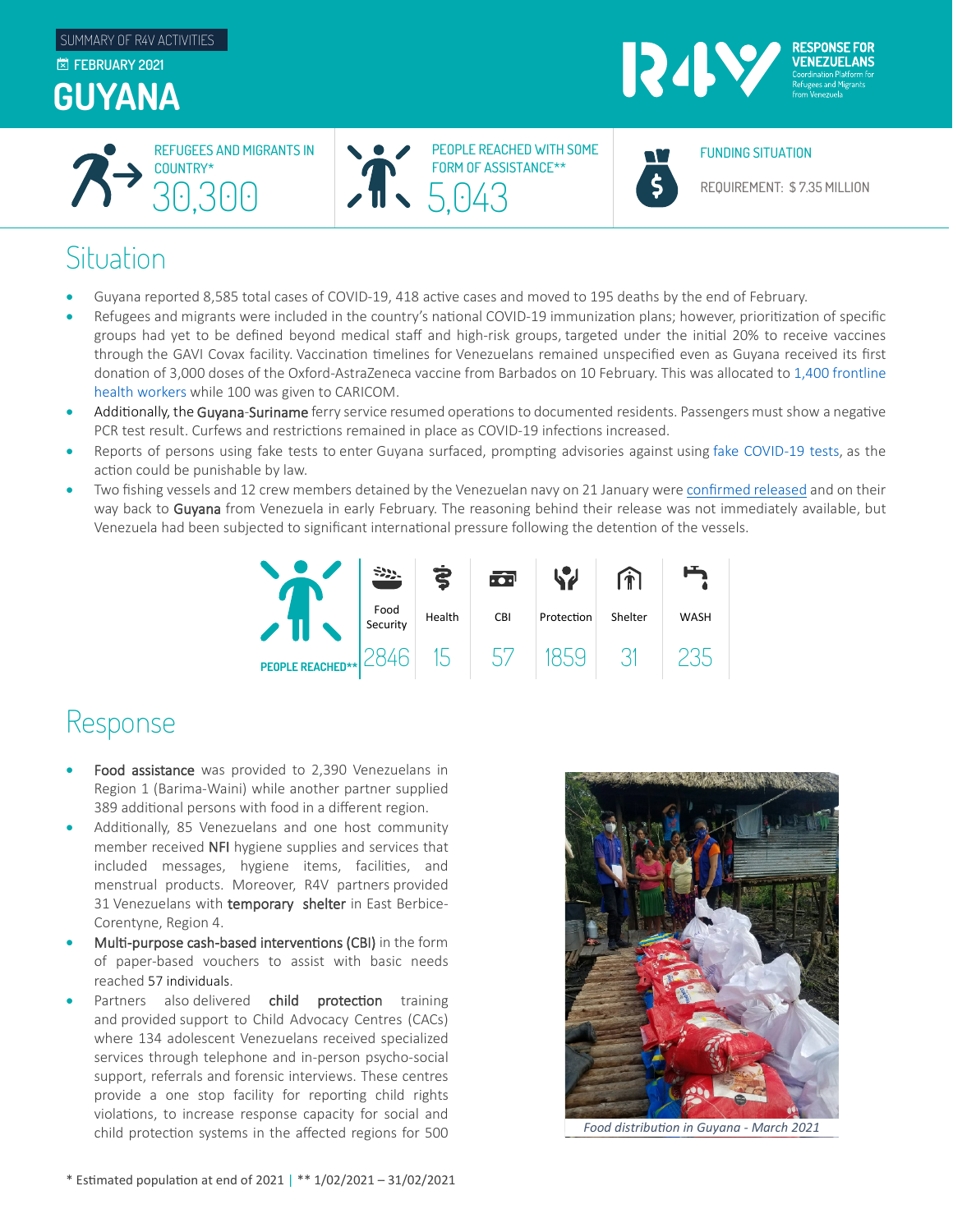SUMMARY OF R4V ACTIVITIES

FEBRUARY 2021

# GUYANA

RESPONSE FOR VENEZUELANS
Coordination Platform for Refugees and Migrants from Venezuela

REFUGEES AND MIGRANTS IN COUNTRY*
30,300

PEOPLE REACHED WITH SOME FORM OF ASSISTANCE**
5,043

FUNDING SITUATION
REQUIREMENT: $ 7.35 MILLION

## Situation

- Guyana reported 8,585 total cases of COVID-19, 418 active cases and moved to 195 deaths by the end of February.
- Refugees and migrants were included in the country's national COVID-19 immunization plans; however, prioritization of specific groups had yet to be defined beyond medical staff and high-risk groups, targeted under the initial 20% to receive vaccines through the GAVI Covax facility. Vaccination timelines for Venezuelans remained unspecified even as Guyana received its first donation of 3,000 doses of the Oxford-AstraZeneca vaccine from Barbados on 10 February. This was allocated to 1,400 frontline health workers while 100 was given to CARICOM.
- Additionally, the Guyana-Suriname ferry service resumed operations to documented residents. Passengers must show a negative PCR test result. Curfews and restrictions remained in place as COVID-19 infections increased.
- Reports of persons using fake tests to enter Guyana surfaced, prompting advisories against using fake COVID-19 tests, as the action could be punishable by law.
- Two fishing vessels and 12 crew members detained by the Venezuelan navy on 21 January were confirmed released and on their way back to Guyana from Venezuela in early February. The reasoning behind their release was not immediately available, but Venezuela had been subjected to significant international pressure following the detention of the vessels.

| | Food Security | Health | CBI | Protection | Shelter | WASH |
|---|---|---|---|---|---|---|
| PEOPLE REACHED** | 2846 | 15 | 57 | 1859 | 31 | 235 |

## Response

- **Food assistance** was provided to 2,390 Venezuelans in Region 1 (Barima-Waini) while another partner supplied 389 additional persons with food in a different region.
- Additionally, 85 Venezuelans and one host community member received **NFI** hygiene supplies and services that included messages, hygiene items, facilities, and menstrual products. Moreover, R4V partners provided 31 Venezuelans with **temporary shelter** in East Berbice-Corentyne, Region 4.
- **Multi-purpose cash-based interventions (CBI)** in the form of paper-based vouchers to assist with basic needs reached 57 individuals.
- Partners also delivered **child protection** training and provided support to Child Advocacy Centres (CACs) where 134 adolescent Venezuelans received specialized services through telephone and in-person psycho-social support, referrals and forensic interviews. These centres provide a one stop facility for reporting child rights violations, to increase response capacity for social and child protection systems in the affected regions for 500

*Food distribution in Guyana - March 2021*

\* Estimated population at end of 2021 | ** 1/02/2021 – 31/02/2021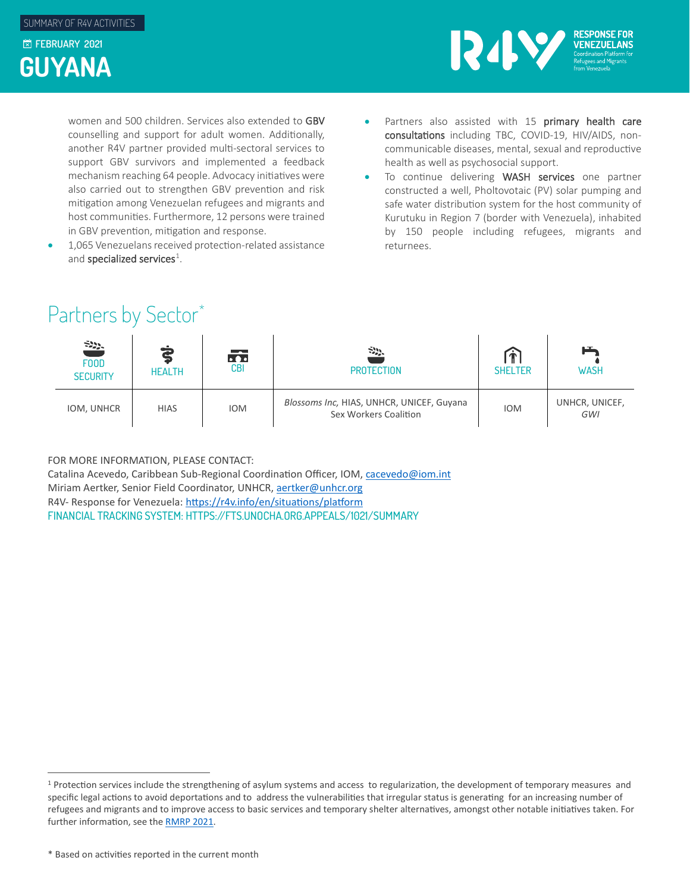women and 500 children. Services also extended to **GBV** counselling and support for adult women. Additionally, another R4V partner provided multi-sectoral services to support GBV survivors and implemented a feedback mechanism reaching 64 people. Advocacy initiatives were also carried out to strengthen GBV prevention and risk mitigation among Venezuelan refugees and migrants and host communities. Furthermore, 12 persons were trained in GBV prevention, mitigation and response.

- 1,065 Venezuelans received protection-related assistance and **specialized services**[1].
- Partners also assisted with 15 **primary health care consultations** including TBC, COVID-19, HIV/AIDS, non-communicable diseases, mental, sexual and reproductive health as well as psychosocial support.
- To continue delivering **WASH services** one partner constructed a well, Pholtovotaic (PV) solar pumping and safe water distribution system for the host community of Kurutuku in Region 7 (border with Venezuela), inhabited by 150 people including refugees, migrants and returnees.

## Partners by Sector*

| FOOD SECURITY | HEALTH | CBI | PROTECTION | SHELTER | WASH |
|---|---|---|---|---|---|
| IOM, UNHCR | HIAS | IOM | *Blossoms Inc*, HIAS, UNHCR, UNICEF, Guyana Sex Workers Coalition | IOM | UNHCR, UNICEF, *GWI* |

FOR MORE INFORMATION, PLEASE CONTACT:
Catalina Acevedo, Caribbean Sub-Regional Coordination Officer, IOM, cacevedo@iom.int
Miriam Aertker, Senior Field Coordinator, UNHCR, aertker@unhcr.org
R4V- Response for Venezuela: https://r4v.info/en/situations/platform
FINANCIAL TRACKING SYSTEM: HTTPS://FTS.UNOCHA.ORG.APPEALS/1021/SUMMARY

[1] Protection services include the strengthening of asylum systems and access to regularization, the development of temporary measures and specific legal actions to avoid deportations and to address the vulnerabilities that irregular status is generating for an increasing number of refugees and migrants and to improve access to basic services and temporary shelter alternatives, amongst other notable initiatives taken. For further information, see the RMRP 2021.

\* Based on activities reported in the current month